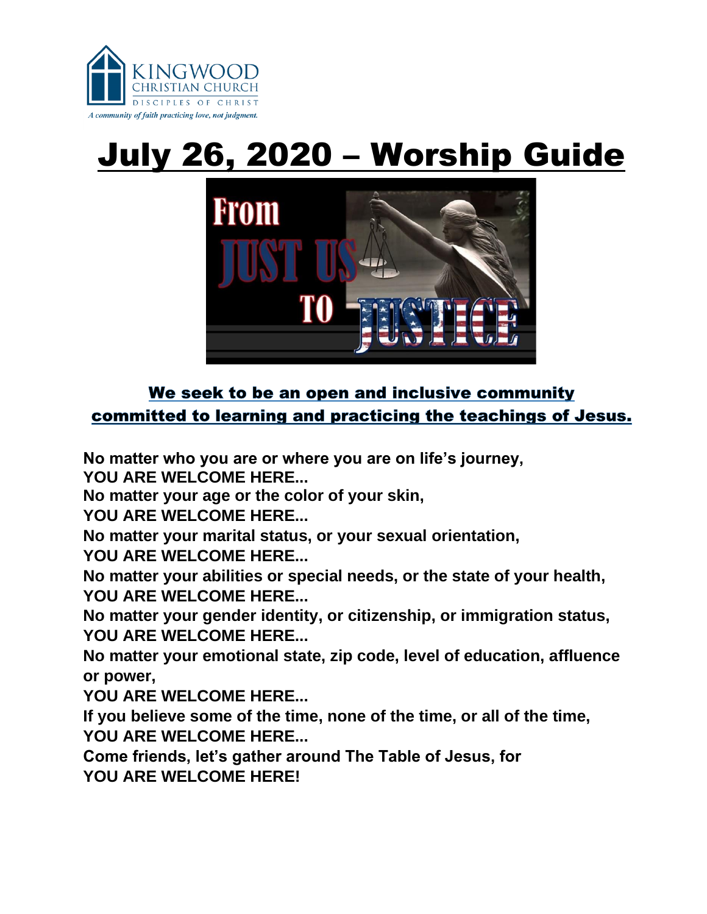KINGWOOD CHRISTIAN CHURCH
DISCIPLES OF CHRIST
*A community of faith practicing love, not judgment.*

# July 26, 2020 – Worship Guide

From JUST US TO JUSTICE

## We seek to be an open and inclusive community committed to learning and practicing the teachings of Jesus.

**No matter who you are or where you are on life's journey,**
**YOU ARE WELCOME HERE...**
**No matter your age or the color of your skin,**
**YOU ARE WELCOME HERE...**
**No matter your marital status, or your sexual orientation,**
**YOU ARE WELCOME HERE...**
**No matter your abilities or special needs, or the state of your health,**
**YOU ARE WELCOME HERE...**
**No matter your gender identity, or citizenship, or immigration status,**
**YOU ARE WELCOME HERE...**
**No matter your emotional state, zip code, level of education, affluence or power,**
**YOU ARE WELCOME HERE...**
**If you believe some of the time, none of the time, or all of the time,**
**YOU ARE WELCOME HERE...**
**Come friends, let's gather around The Table of Jesus, for**
**YOU ARE WELCOME HERE!**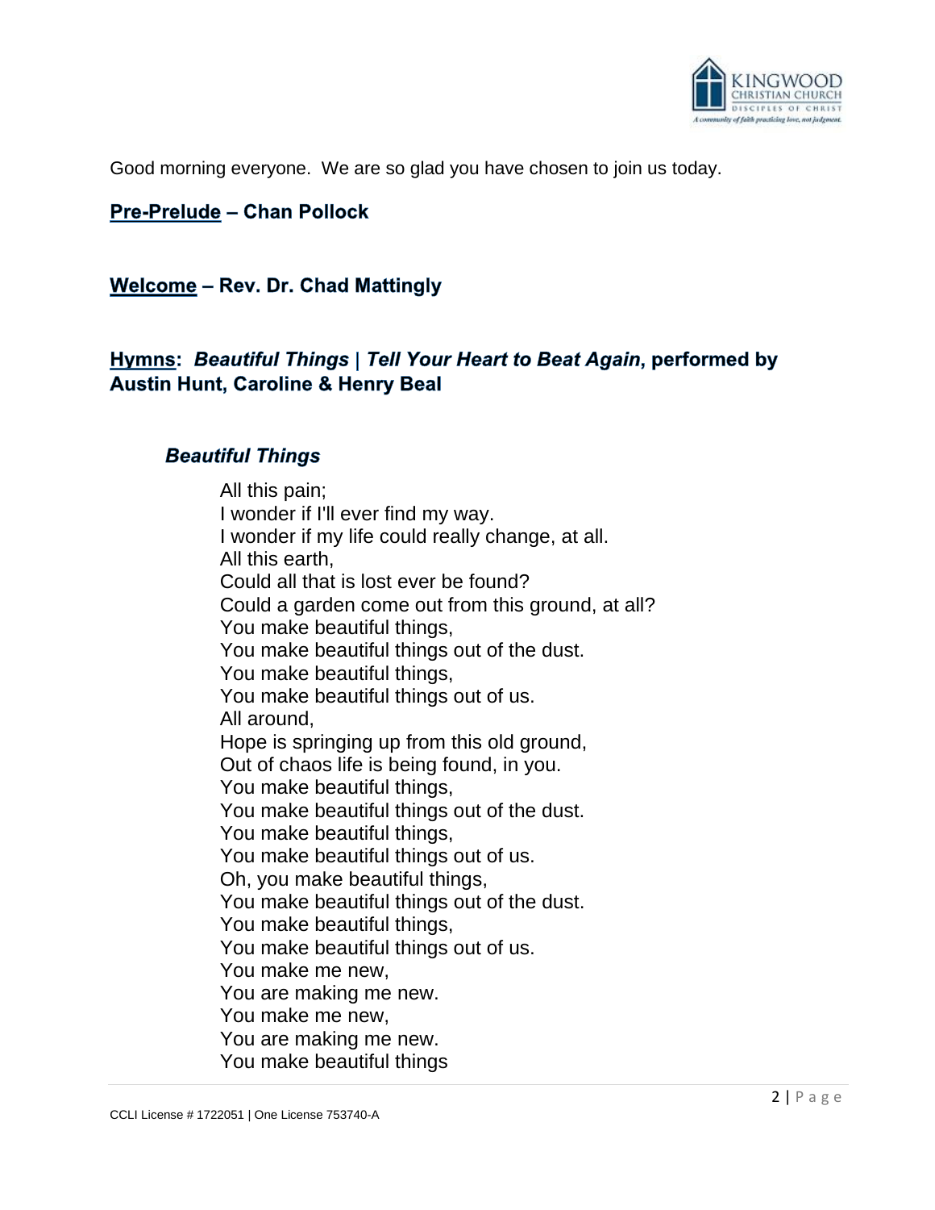Good morning everyone. We are so glad you have chosen to join us today.

**Pre-Prelude – Chan Pollock**

**Welcome – Rev. Dr. Chad Mattingly**

**Hymns: *Beautiful Things* | *Tell Your Heart to Beat Again*, performed by Austin Hunt, Caroline & Henry Beal**

***Beautiful Things***

All this pain;
I wonder if I'll ever find my way.
I wonder if my life could really change, at all.
All this earth,
Could all that is lost ever be found?
Could a garden come out from this ground, at all?
You make beautiful things,
You make beautiful things out of the dust.
You make beautiful things,
You make beautiful things out of us.
All around,
Hope is springing up from this old ground,
Out of chaos life is being found, in you.
You make beautiful things,
You make beautiful things out of the dust.
You make beautiful things,
You make beautiful things out of us.
Oh, you make beautiful things,
You make beautiful things out of the dust.
You make beautiful things,
You make beautiful things out of us.
You make me new,
You are making me new.
You make me new,
You are making me new.
You make beautiful things

CCLI License # 1722051 | One License 753740-A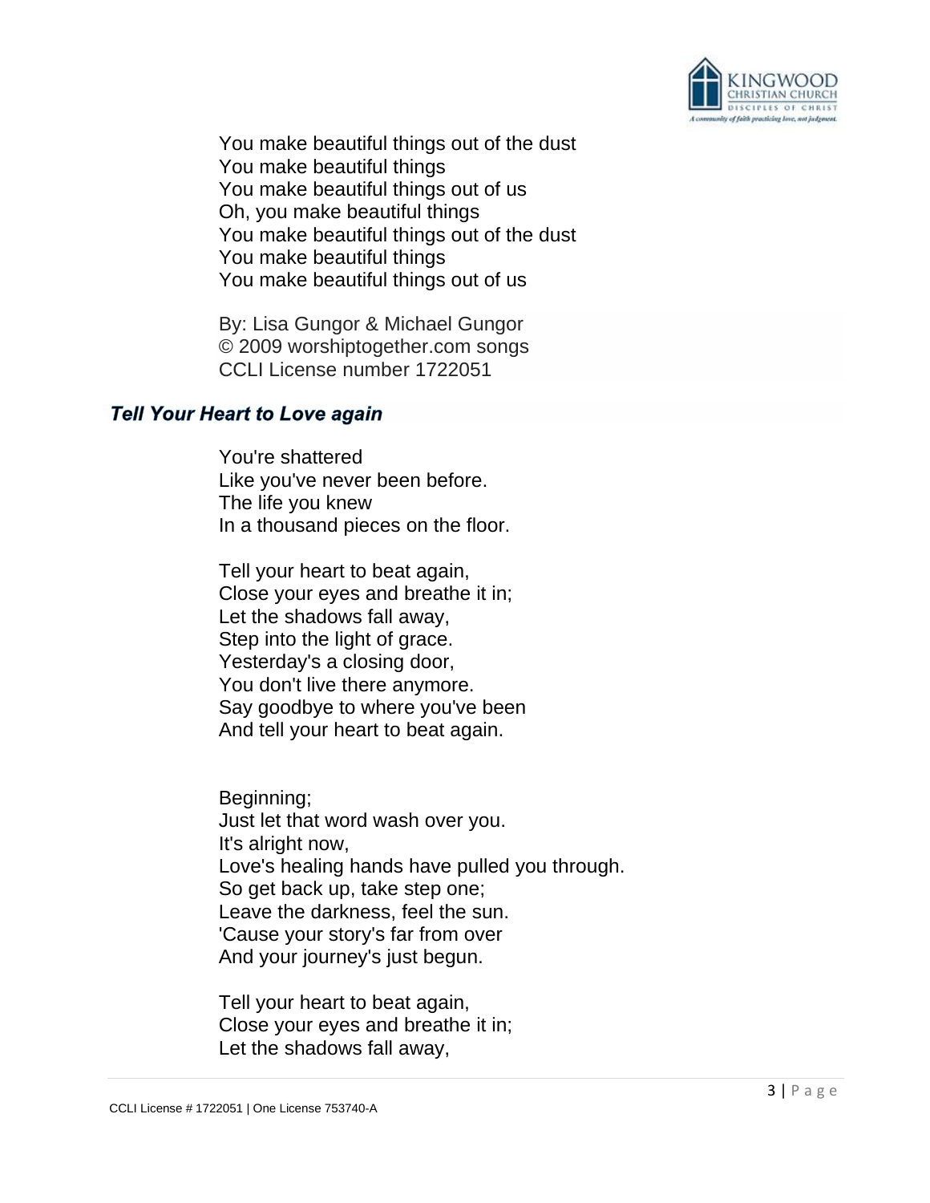You make beautiful things out of the dust
You make beautiful things
You make beautiful things out of us
Oh, you make beautiful things
You make beautiful things out of the dust
You make beautiful things
You make beautiful things out of us

By: Lisa Gungor & Michael Gungor
© 2009 worshiptogether.com songs
CCLI License number 1722051

## ***Tell Your Heart to Love again***

You're shattered
Like you've never been before.
The life you knew
In a thousand pieces on the floor.

Tell your heart to beat again,
Close your eyes and breathe it in;
Let the shadows fall away,
Step into the light of grace.
Yesterday's a closing door,
You don't live there anymore.
Say goodbye to where you've been
And tell your heart to beat again.

Beginning;
Just let that word wash over you.
It's alright now,
Love's healing hands have pulled you through.
So get back up, take step one;
Leave the darkness, feel the sun.
'Cause your story's far from over
And your journey's just begun.

Tell your heart to beat again,
Close your eyes and breathe it in;
Let the shadows fall away,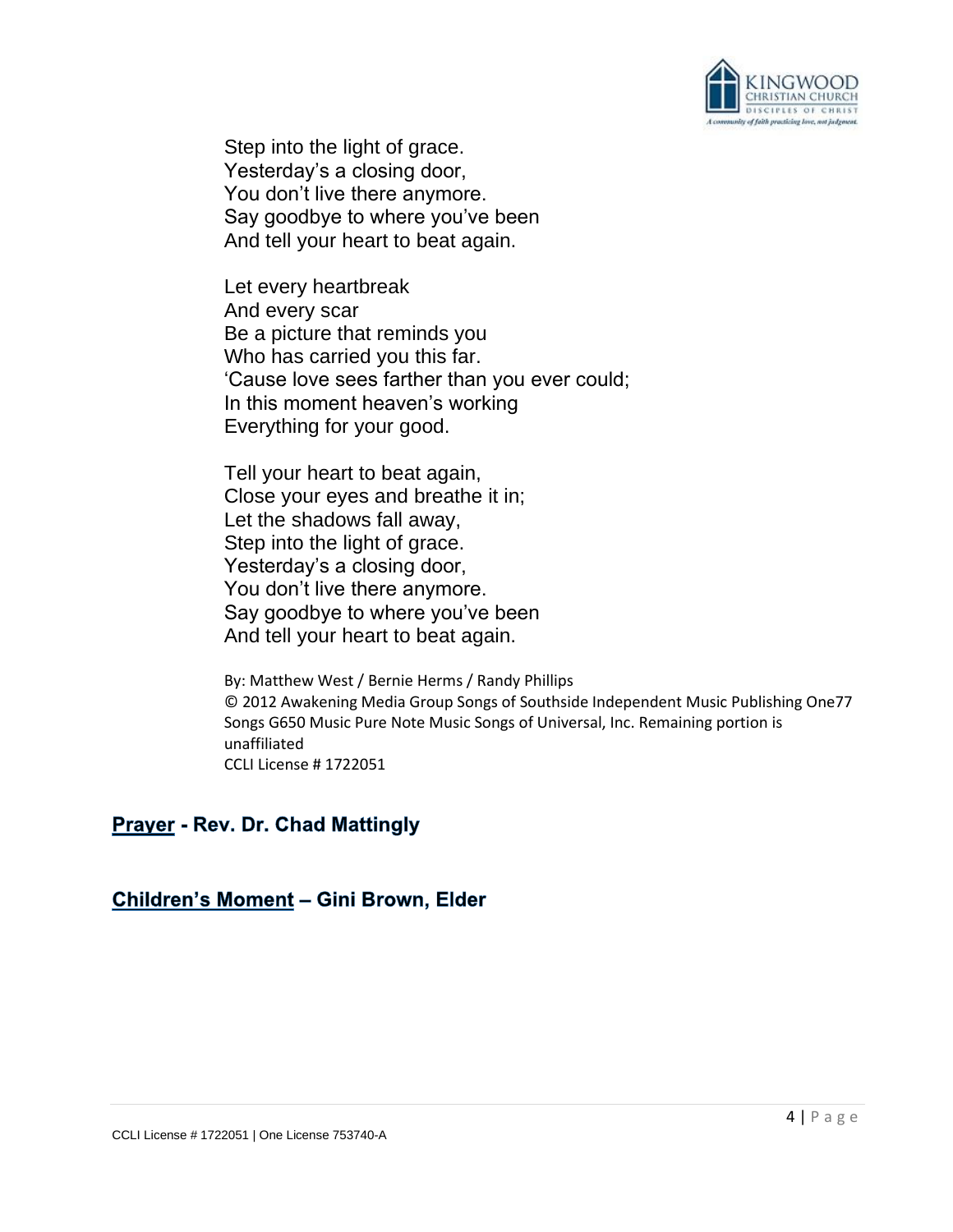Step into the light of grace.
Yesterday's a closing door,
You don't live there anymore.
Say goodbye to where you've been
And tell your heart to beat again.

Let every heartbreak
And every scar
Be a picture that reminds you
Who has carried you this far.
'Cause love sees farther than you ever could;
In this moment heaven's working
Everything for your good.

Tell your heart to beat again,
Close your eyes and breathe it in;
Let the shadows fall away,
Step into the light of grace.
Yesterday's a closing door,
You don't live there anymore.
Say goodbye to where you've been
And tell your heart to beat again.

By: Matthew West / Bernie Herms / Randy Phillips
© 2012 Awakening Media Group Songs of Southside Independent Music Publishing One77 Songs G650 Music Pure Note Music Songs of Universal, Inc. Remaining portion is unaffiliated
CCLI License # 1722051

## **Prayer** - Rev. Dr. Chad Mattingly

## **Children's Moment** – Gini Brown, Elder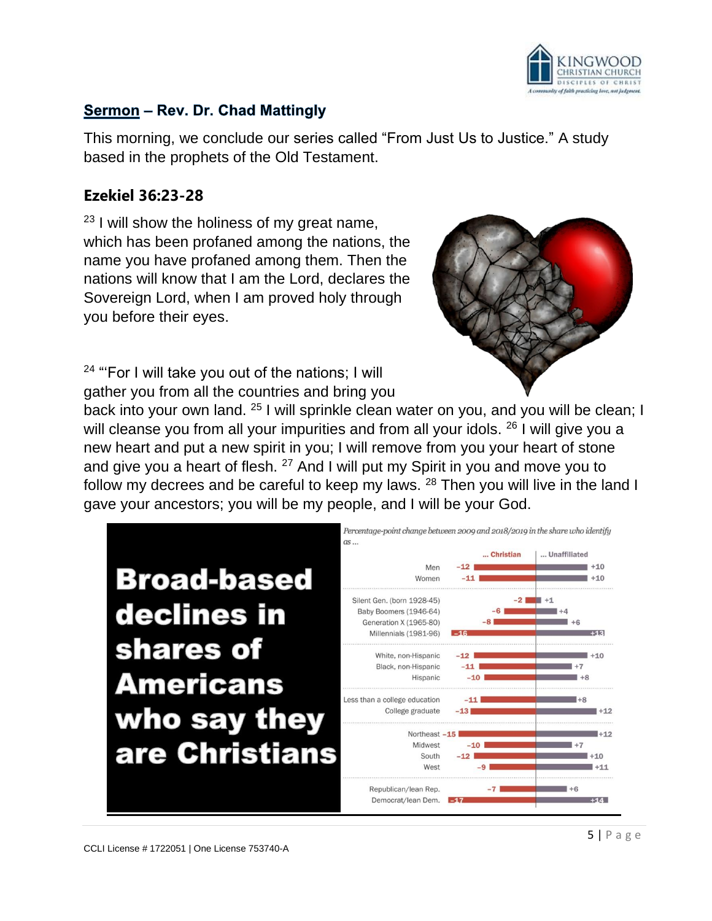## **Sermon** – Rev. Dr. Chad Mattingly

This morning, we conclude our series called “From Just Us to Justice.” A study based in the prophets of the Old Testament.

### Ezekiel 36:23-28

[23] I will show the holiness of my great name, which has been profaned among the nations, the name you have profaned among them. Then the nations will know that I am the Lord, declares the Sovereign Lord, when I am proved holy through you before their eyes.

[24] "'For I will take you out of the nations; I will gather you from all the countries and bring you back into your own land. [25] I will sprinkle clean water on you, and you will be clean; I will cleanse you from all your impurities and from all your idols. [26] I will give you a new heart and put a new spirit in you; I will remove from you your heart of stone and give you a heart of flesh. [27] And I will put my Spirit in you and move you to follow my decrees and be careful to keep my laws. [28] Then you will live in the land I gave your ancestors; you will be my people, and I will be your God.

**Broad-based declines in shares of Americans who say they are Christians**

*Percentage-point change between 2009 and 2018/2019 in the share who identify as ...*

| | ... Christian | ... Unaffiliated |
|---|---|---|
| Men | -12 | +10 |
| Women | -11 | +10 |
| Silent Gen. (born 1928-45) | -2 | +1 |
| Baby Boomers (1946-64) | -6 | +4 |
| Generation X (1965-80) | -8 | +6 |
| Millennials (1981-96) | -16 | +13 |
| White, non-Hispanic | -12 | +10 |
| Black, non-Hispanic | -11 | +7 |
| Hispanic | -10 | +8 |
| Less than a college education | -11 | +8 |
| College graduate | -13 | +12 |
| Northeast | -15 | +12 |
| Midwest | -10 | +7 |
| South | -12 | +10 |
| West | -9 | +11 |
| Republican/lean Rep. | -7 | +6 |
| Democrat/lean Dem. | -17 | +14 |

CCLI License # 1722051 | One License 753740-A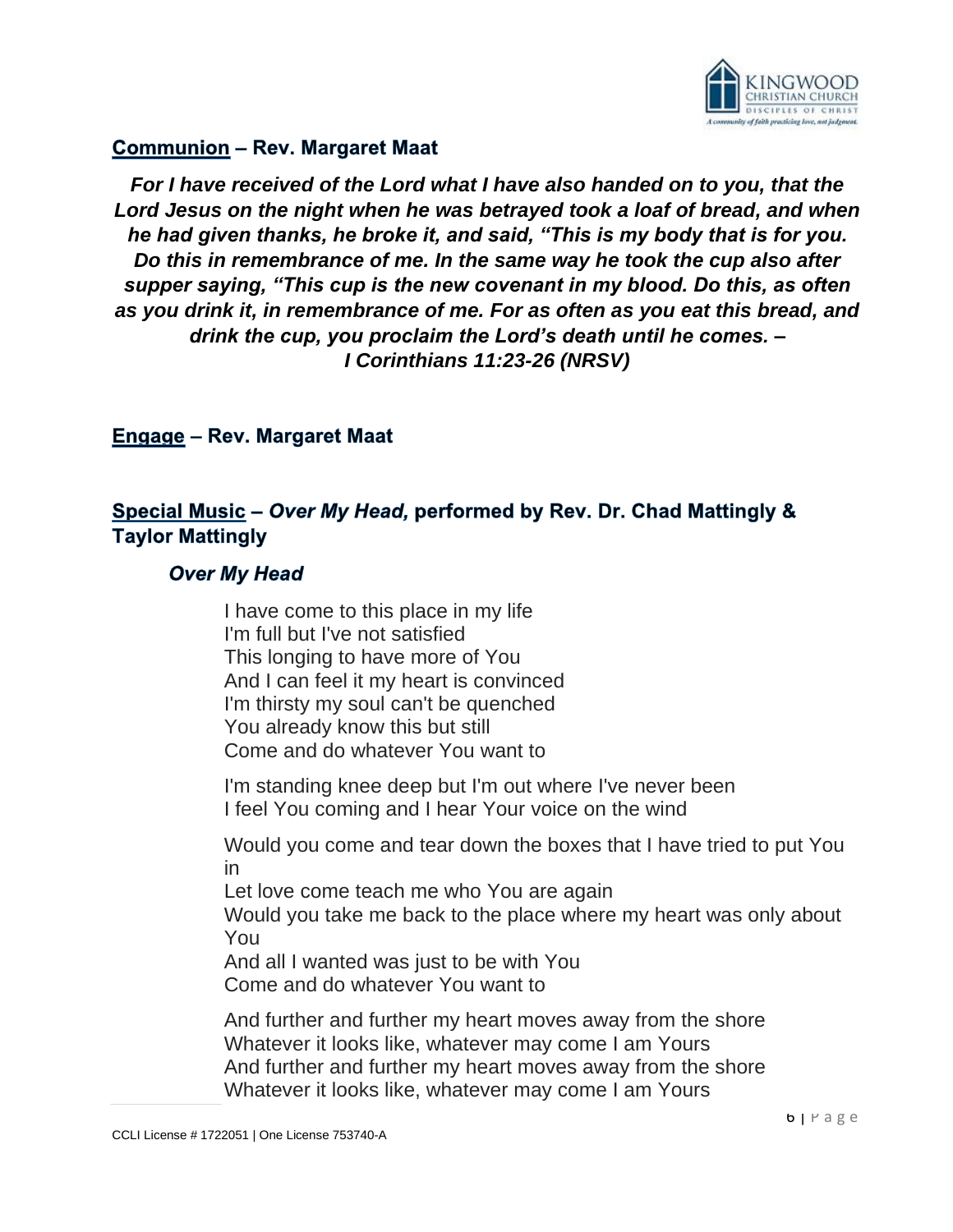**Communion** – **Rev. Margaret Maat**

***For I have received of the Lord what I have also handed on to you, that the Lord Jesus on the night when he was betrayed took a loaf of bread, and when he had given thanks, he broke it, and said, "This is my body that is for you. Do this in remembrance of me. In the same way he took the cup also after supper saying, "This cup is the new covenant in my blood. Do this, as often as you drink it, in remembrance of me. For as often as you eat this bread, and drink the cup, you proclaim the Lord's death until he comes. – I Corinthians 11:23-26 (NRSV)***

**Engage** – **Rev. Margaret Maat**

**Special Music** – ***Over My Head,*** **performed by Rev. Dr. Chad Mattingly & Taylor Mattingly**

***Over My Head***

I have come to this place in my life
I'm full but I've not satisfied
This longing to have more of You
And I can feel it my heart is convinced
I'm thirsty my soul can't be quenched
You already know this but still
Come and do whatever You want to

I'm standing knee deep but I'm out where I've never been
I feel You coming and I hear Your voice on the wind

Would you come and tear down the boxes that I have tried to put You in
Let love come teach me who You are again
Would you take me back to the place where my heart was only about You
And all I wanted was just to be with You
Come and do whatever You want to

And further and further my heart moves away from the shore
Whatever it looks like, whatever may come I am Yours
And further and further my heart moves away from the shore
Whatever it looks like, whatever may come I am Yours

CCLI License # 1722051 | One License 753740-A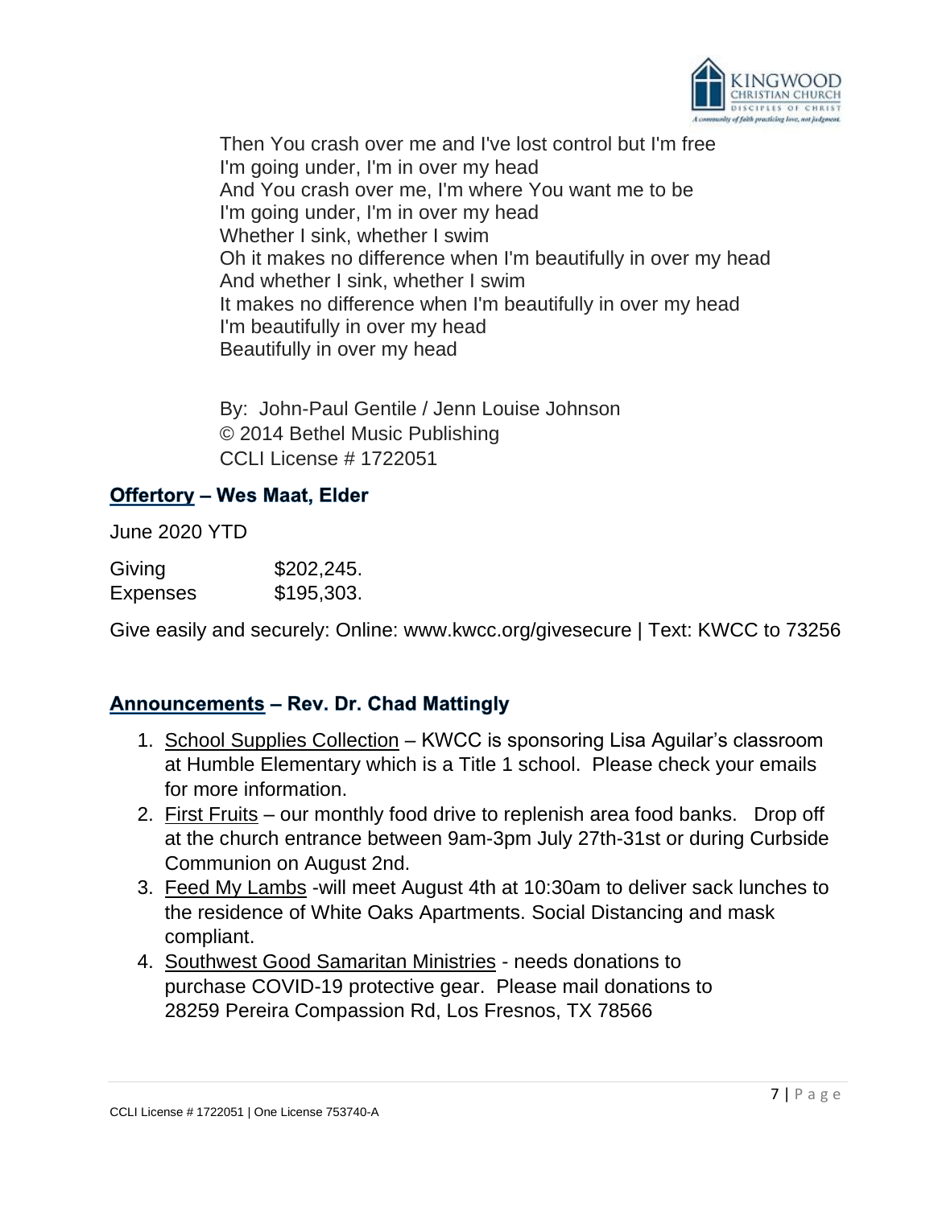Then You crash over me and I've lost control but I'm free
I'm going under, I'm in over my head
And You crash over me, I'm where You want me to be
I'm going under, I'm in over my head
Whether I sink, whether I swim
Oh it makes no difference when I'm beautifully in over my head
And whether I sink, whether I swim
It makes no difference when I'm beautifully in over my head
I'm beautifully in over my head
Beautifully in over my head

By: John-Paul Gentile / Jenn Louise Johnson
© 2014 Bethel Music Publishing
CCLI License # 1722051

## Offertory – Wes Maat, Elder

June 2020 YTD

| Giving | $202,245. |
|---|---|
| Expenses | $195,303. |

Give easily and securely: Online: www.kwcc.org/givesecure | Text: KWCC to 73256

## Announcements – Rev. Dr. Chad Mattingly

1. School Supplies Collection – KWCC is sponsoring Lisa Aguilar's classroom at Humble Elementary which is a Title 1 school. Please check your emails for more information.
2. First Fruits – our monthly food drive to replenish area food banks. Drop off at the church entrance between 9am-3pm July 27th-31st or during Curbside Communion on August 2nd.
3. Feed My Lambs -will meet August 4th at 10:30am to deliver sack lunches to the residence of White Oaks Apartments. Social Distancing and mask compliant.
4. Southwest Good Samaritan Ministries - needs donations to purchase COVID-19 protective gear. Please mail donations to 28259 Pereira Compassion Rd, Los Fresnos, TX 78566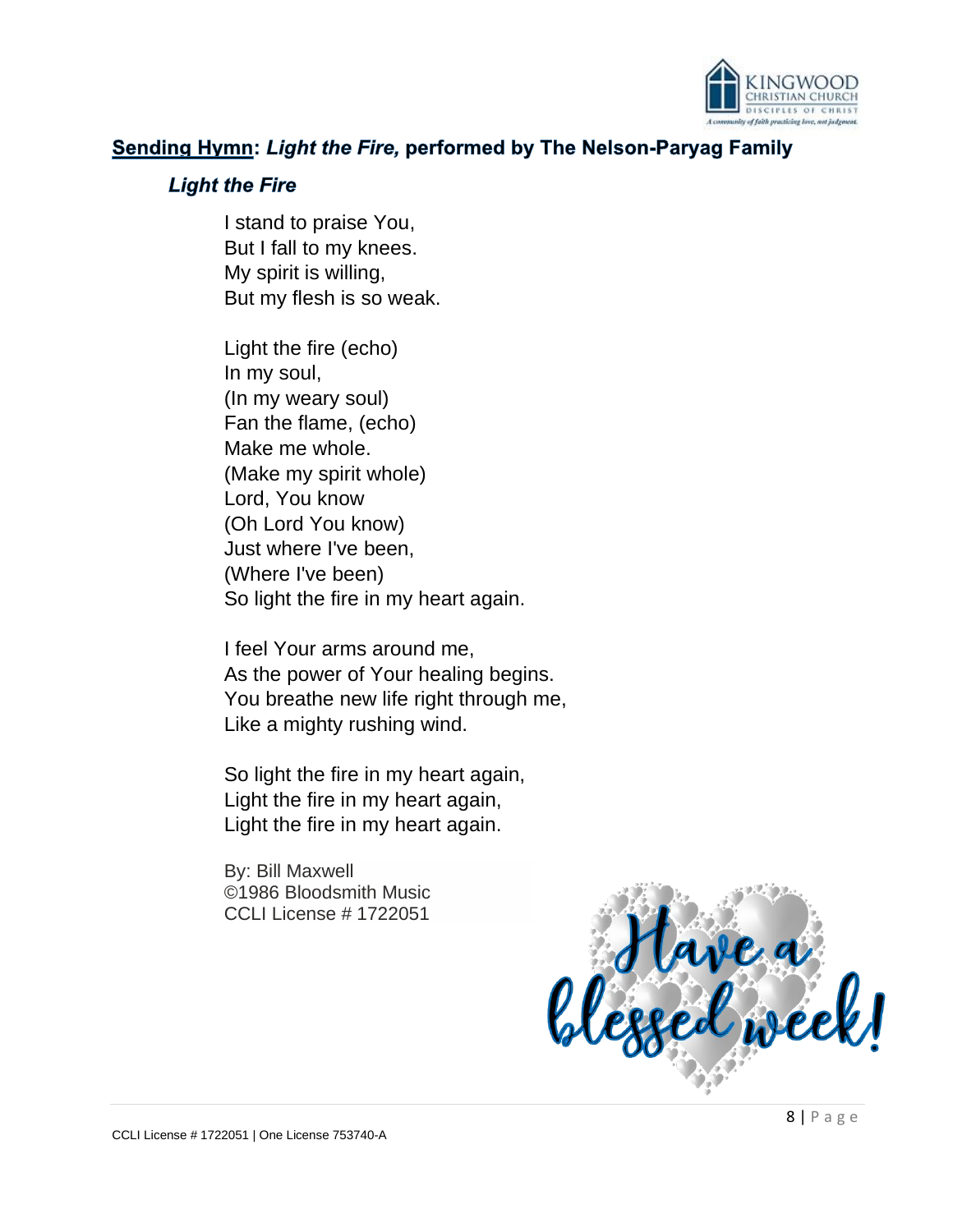## **Sending Hymn**: ***Light the Fire,*** **performed by The Nelson-Paryag Family**

### ***Light the Fire***

I stand to praise You,
But I fall to my knees.
My spirit is willing,
But my flesh is so weak.

Light the fire (echo)
In my soul,
(In my weary soul)
Fan the flame, (echo)
Make me whole.
(Make my spirit whole)
Lord, You know
(Oh Lord You know)
Just where I've been,
(Where I've been)
So light the fire in my heart again.

I feel Your arms around me,
As the power of Your healing begins.
You breathe new life right through me,
Like a mighty rushing wind.

So light the fire in my heart again,
Light the fire in my heart again,
Light the fire in my heart again.

By: Bill Maxwell
©1986 Bloodsmith Music
CCLI License # 1722051

Have a blessed week!